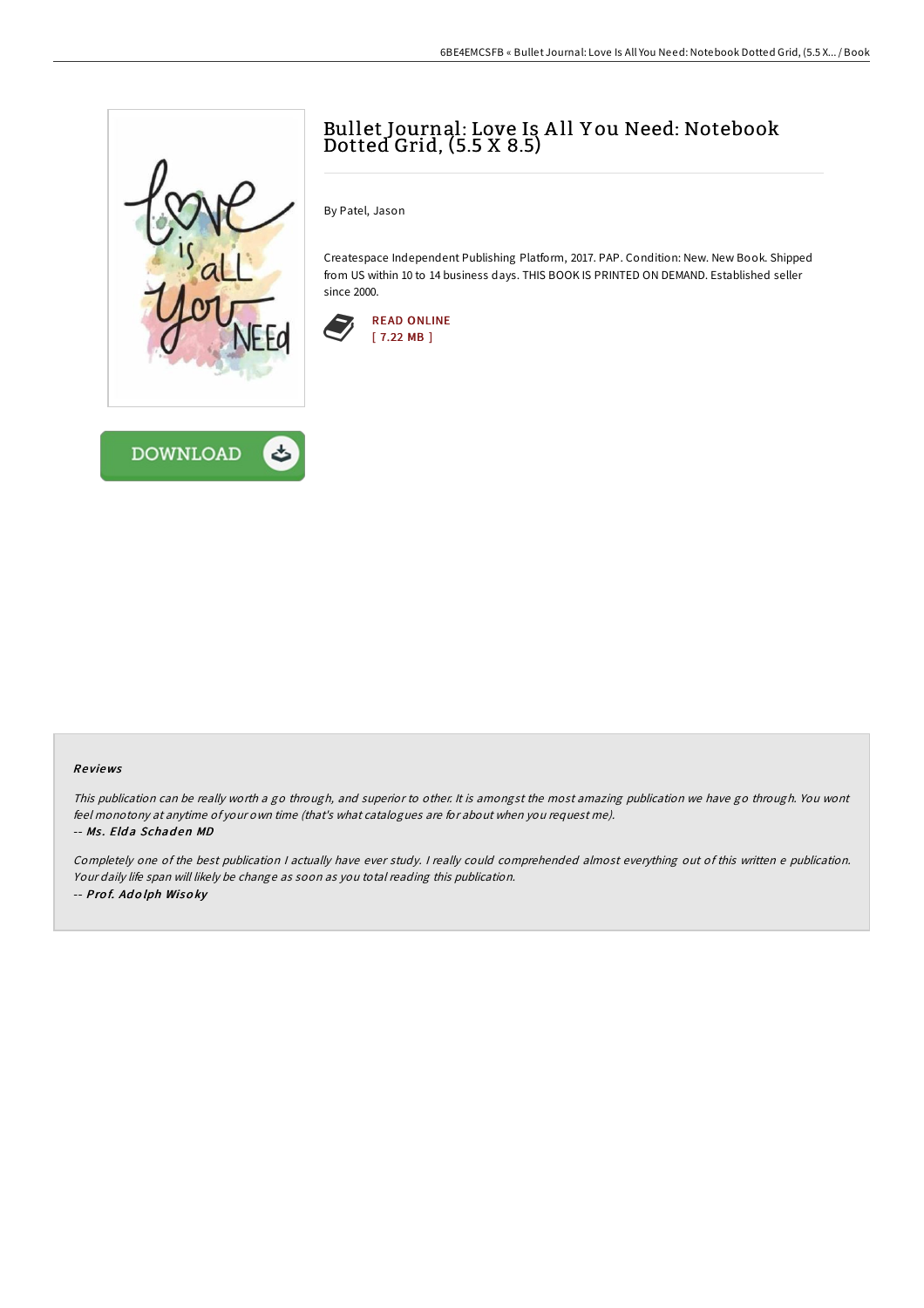# Bullet Journal: Love Is All You Need: Notebook Dotted Grid, (5.5 X 8.5)

By Patel, Jason

Createspace Independent Publishing Platform, 2017. PAP. Condition: New. New Book. Shipped from US within 10 to 14 business days. THIS BOOK IS PRINTED ON DEMAND. Established seller since 2000.

READ ONLINE
[ 7.22 MB ]

DOWNLOAD

### Reviews

*This publication can be really worth a go through, and superior to other. It is amongst the most amazing publication we have go through. You wont feel monotony at anytime of your own time (that's what catalogues are for about when you request me).*

*-- **Ms. Elda Schaden MD***

*Completely one of the best publication I actually have ever study. I really could comprehended almost everything out of this written e publication. Your daily life span will likely be change as soon as you total reading this publication.*

*-- **Prof. Adolph Wisoky***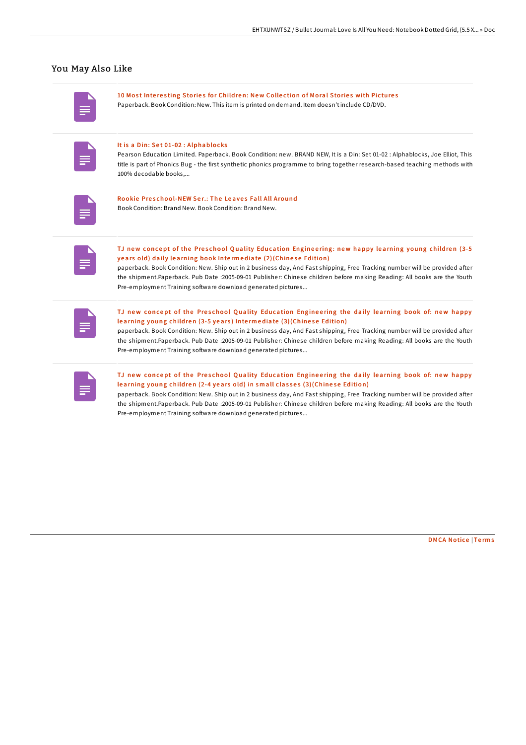## You May Also Like

**10 Most Interesting Stories for Children: New Collection of Moral Stories with Pictures**
Paperback. Book Condition: New. This item is printed on demand. Item doesn't include CD/DVD.

**It is a Din: Set 01-02 : Alphablocks**
Pearson Education Limited. Paperback. Book Condition: new. BRAND NEW, It is a Din: Set 01-02 : Alphablocks, Joe Elliot, This title is part of Phonics Bug - the first synthetic phonics programme to bring together research-based teaching methods with 100% decodable books,...

**Rookie Preschool-NEW Ser.: The Leaves Fall All Around**
Book Condition: Brand New. Book Condition: Brand New.

**TJ new concept of the Preschool Quality Education Engineering: new happy learning young children (3-5 years old) daily learning book Intermediate (2)(Chinese Edition)**
paperback. Book Condition: New. Ship out in 2 business day, And Fast shipping, Free Tracking number will be provided after the shipment.Paperback. Pub Date :2005-09-01 Publisher: Chinese children before making Reading: All books are the Youth Pre-employment Training software download generated pictures...

**TJ new concept of the Preschool Quality Education Engineering the daily learning book of: new happy learning young children (3-5 years) Intermediate (3)(Chinese Edition)**
paperback. Book Condition: New. Ship out in 2 business day, And Fast shipping, Free Tracking number will be provided after the shipment.Paperback. Pub Date :2005-09-01 Publisher: Chinese children before making Reading: All books are the Youth Pre-employment Training software download generated pictures...

**TJ new concept of the Preschool Quality Education Engineering the daily learning book of: new happy learning young children (2-4 years old) in small classes (3)(Chinese Edition)**
paperback. Book Condition: New. Ship out in 2 business day, And Fast shipping, Free Tracking number will be provided after the shipment.Paperback. Pub Date :2005-09-01 Publisher: Chinese children before making Reading: All books are the Youth Pre-employment Training software download generated pictures...

DMCA Notice | Terms